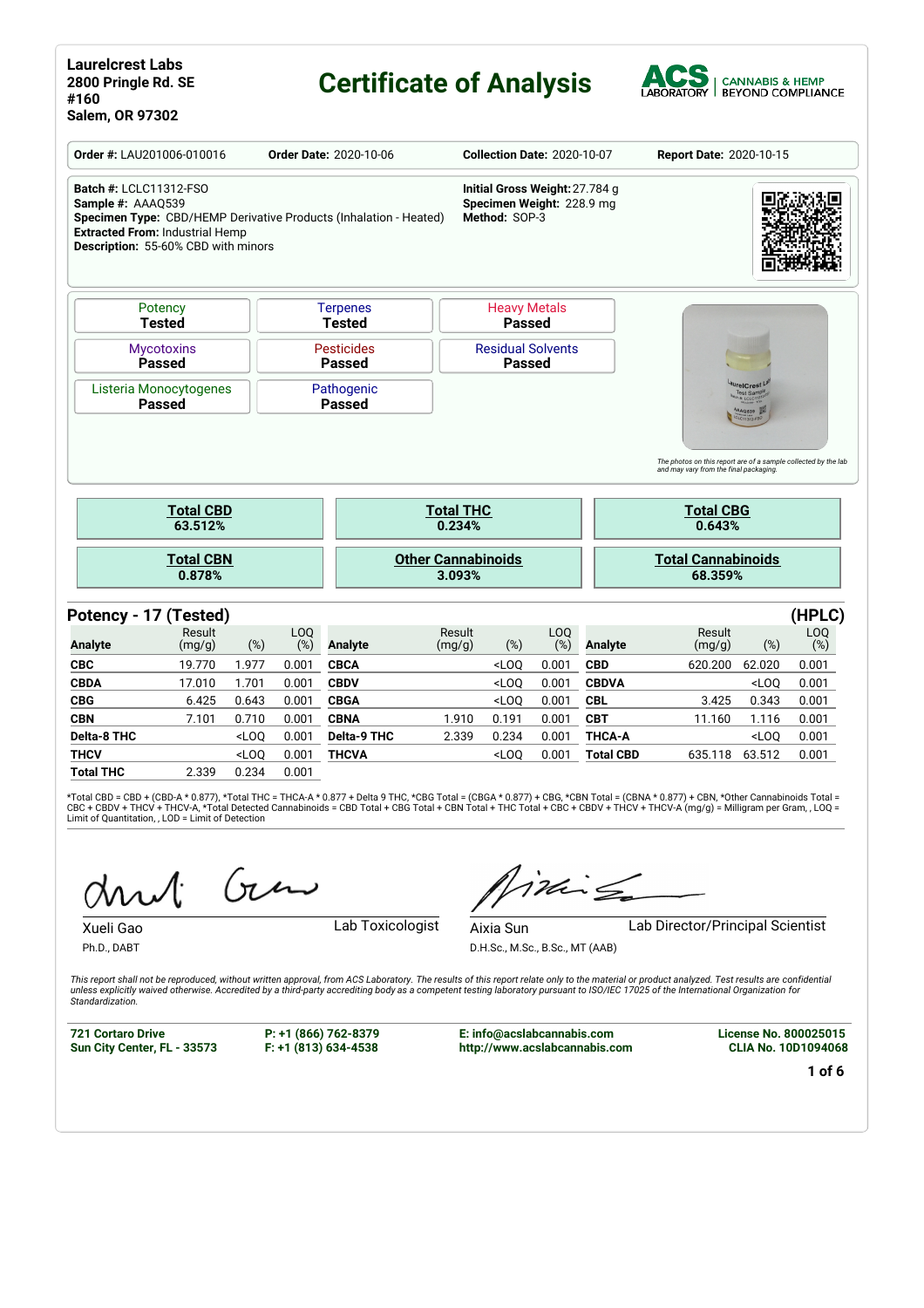**Laurelcrest Labs**
**2800 Pringle Rd. SE**
**#160**
**Salem, OR 97302**

# Certificate of Analysis

ACS LABORATORY | CANNABIS & HEMP BEYOND COMPLIANCE

| **Order #:** LAU201006-010016 | **Order Date:** 2020-10-06 | **Collection Date:** 2020-10-07 | **Report Date:** 2020-10-15 |
|---|---|---|---|

**Batch #:** LCLC11312-FSO
**Sample #:** AAAQ539
**Specimen Type:** CBD/HEMP Derivative Products (Inhalation - Heated)
**Extracted From:** Industrial Hemp
**Description:** 55-60% CBD with minors

**Initial Gross Weight:** 27.784 g
**Specimen Weight:** 228.9 mg
**Method:** SOP-3

| Potency | Terpenes | Heavy Metals |
|---|---|---|
| **Tested** | **Tested** | **Passed** |
| Mycotoxins | Pesticides | Residual Solvents |
| **Passed** | **Passed** | **Passed** |
| Listeria Monocytogenes | Pathogenic | |
| **Passed** | **Passed** | |

*The photos on this report are of a sample collected by the lab and may vary from the final packaging.*

| Total CBD | Total THC | Total CBG |
|---|---|---|
| **63.512%** | **0.234%** | **0.643%** |
| **Total CBN** | **Other Cannabinoids** | **Total Cannabinoids** |
| **0.878%** | **3.093%** | **68.359%** |

## Potency - 17 (Tested) (HPLC)

| Analyte | Result (mg/g) | (%) | LOQ (%) | Analyte | Result (mg/g) | (%) | LOQ (%) | Analyte | Result (mg/g) | (%) | LOQ (%) |
|---|---|---|---|---|---|---|---|---|---|---|---|
| **CBC** | 19.770 | 1.977 | 0.001 | **CBCA** | | <LOQ | 0.001 | **CBD** | 620.200 | 62.020 | 0.001 |
| **CBDA** | 17.010 | 1.701 | 0.001 | **CBDV** | | <LOQ | 0.001 | **CBDVA** | | <LOQ | 0.001 |
| **CBG** | 6.425 | 0.643 | 0.001 | **CBGA** | | <LOQ | 0.001 | **CBL** | 3.425 | 0.343 | 0.001 |
| **CBN** | 7.101 | 0.710 | 0.001 | **CBNA** | 1.910 | 0.191 | 0.001 | **CBT** | 11.160 | 1.116 | 0.001 |
| **Delta-8 THC** | | <LOQ | 0.001 | **Delta-9 THC** | 2.339 | 0.234 | 0.001 | **THCA-A** | | <LOQ | 0.001 |
| **THCV** | | <LOQ | 0.001 | **THCVA** | | <LOQ | 0.001 | **Total CBD** | 635.118 | 63.512 | 0.001 |
| **Total THC** | 2.339 | 0.234 | 0.001 | | | | | | | | |

*Total CBD = CBD + (CBD-A * 0.877), *Total THC = THCA-A * 0.877 + Delta 9 THC, *CBG Total = (CBGA * 0.877) + CBG, *CBN Total = (CBNA * 0.877) + CBN, *Other Cannabinoids Total = CBC + CBDV + THCV + THCV-A, *Total Detected Cannabinoids = CBD Total + CBG Total + CBN Total + THC Total + CBC + CBDV + THCV + THCV-A (mg/g) = Milligram per Gram, , LOQ = Limit of Quantitation, , LOD = Limit of Detection

Xueli Gao — Lab Toxicologist
Ph.D., DABT

Aixia Sun — Lab Director/Principal Scientist
D.H.Sc., M.Sc., B.Sc., MT (AAB)

*This report shall not be reproduced, without written approval, from ACS Laboratory. The results of this report relate only to the material or product analyzed. Test results are confidential unless explicitly waived otherwise. Accredited by a third-party accrediting body as a competent testing laboratory pursuant to ISO/IEC 17025 of the International Organization for Standardization.*

**721 Cortaro Drive**
**Sun City Center, FL - 33573**

**P: +1 (866) 762-8379**
**F: +1 (813) 634-4538**

**E: info@acslabcannabis.com**
**http://www.acslabcannabis.com**

**License No. 800025015**
**CLIA No. 10D1094068**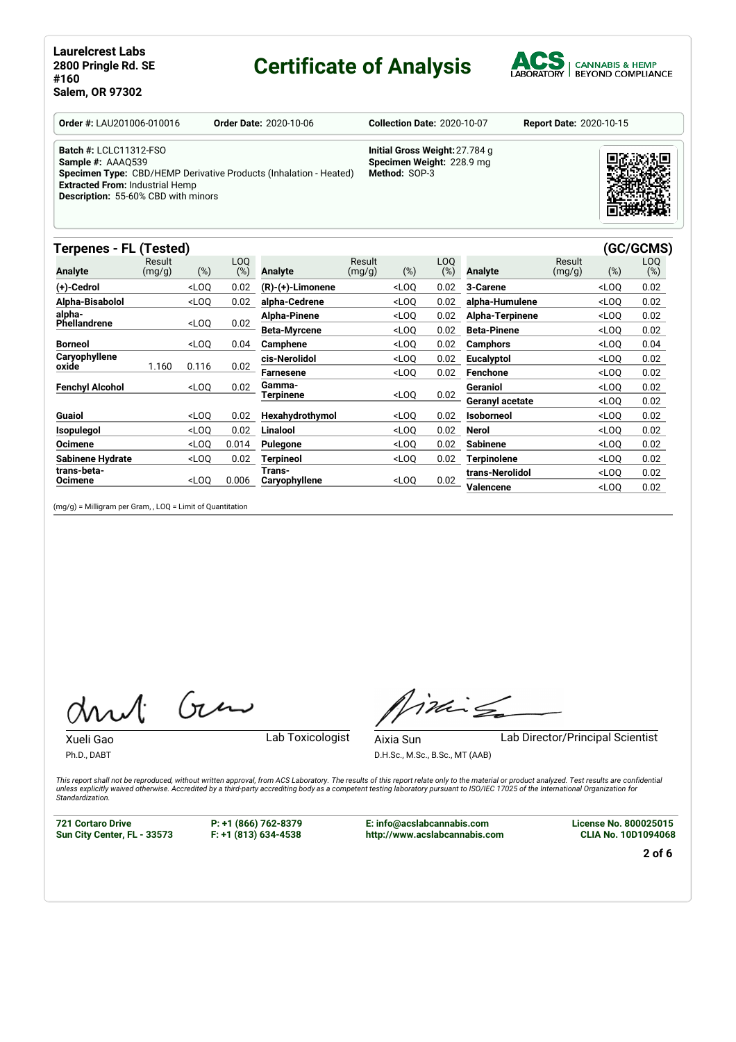**Laurelcrest Labs**
**2800 Pringle Rd. SE**
**#160**
**Salem, OR 97302**

# Certificate of Analysis

ACS LABORATORY | CANNABIS & HEMP BEYOND COMPLIANCE

**Order #:** LAU201006-010016 **Order Date:** 2020-10-06 **Collection Date:** 2020-10-07 **Report Date:** 2020-10-15

**Batch #:** LCLC11312-FSO
**Sample #:** AAAQ539
**Specimen Type:** CBD/HEMP Derivative Products (Inhalation - Heated)
**Extracted From:** Industrial Hemp
**Description:** 55-60% CBD with minors

**Initial Gross Weight:** 27.784 g
**Specimen Weight:** 228.9 mg
**Method:** SOP-3

## Terpenes - FL (Tested) (GC/GCMS)

| Analyte | Result (mg/g) | (%) | LOQ (%) | Analyte | Result (mg/g) | (%) | LOQ (%) | Analyte | Result (mg/g) | (%) | LOQ (%) |
|---|---|---|---|---|---|---|---|---|---|---|---|
| (+)-Cedrol | | <LOQ | 0.02 | (R)-(+)-Limonene | | <LOQ | 0.02 | 3-Carene | | <LOQ | 0.02 |
| Alpha-Bisabolol | | <LOQ | 0.02 | alpha-Cedrene | | <LOQ | 0.02 | alpha-Humulene | | <LOQ | 0.02 |
| alpha-Phellandrene | | <LOQ | 0.02 | Alpha-Pinene | | <LOQ | 0.02 | Alpha-Terpinene | | <LOQ | 0.02 |
| | | | | Beta-Myrcene | | <LOQ | 0.02 | Beta-Pinene | | <LOQ | 0.02 |
| Borneol | | <LOQ | 0.04 | Camphene | | <LOQ | 0.02 | Camphors | | <LOQ | 0.04 |
| Caryophyllene oxide | 1.160 | 0.116 | 0.02 | cis-Nerolidol | | <LOQ | 0.02 | Eucalyptol | | <LOQ | 0.02 |
| | | | | Farnesene | | <LOQ | 0.02 | Fenchone | | <LOQ | 0.02 |
| Fenchyl Alcohol | | <LOQ | 0.02 | Gamma-Terpinene | | <LOQ | 0.02 | Geraniol | | <LOQ | 0.02 |
| | | | | | | | | Geranyl acetate | | <LOQ | 0.02 |
| Guaiol | | <LOQ | 0.02 | Hexahydrothymol | | <LOQ | 0.02 | Isoborneol | | <LOQ | 0.02 |
| Isopulegol | | <LOQ | 0.02 | Linalool | | <LOQ | 0.02 | Nerol | | <LOQ | 0.02 |
| Ocimene | | <LOQ | 0.014 | Pulegone | | <LOQ | 0.02 | Sabinene | | <LOQ | 0.02 |
| Sabinene Hydrate | | <LOQ | 0.02 | Terpineol | | <LOQ | 0.02 | Terpinolene | | <LOQ | 0.02 |
| trans-beta-Ocimene | | <LOQ | 0.006 | Trans-Caryophyllene | | <LOQ | 0.02 | trans-Nerolidol | | <LOQ | 0.02 |
| | | | | | | | | Valencene | | <LOQ | 0.02 |

(mg/g) = Milligram per Gram, , LOQ = Limit of Quantitation

Xueli Gao — Lab Toxicologist
Ph.D., DABT

Aixia Sun — Lab Director/Principal Scientist
D.H.Sc., M.Sc., B.Sc., MT (AAB)

*This report shall not be reproduced, without written approval, from ACS Laboratory. The results of this report relate only to the material or product analyzed. Test results are confidential unless explicitly waived otherwise. Accredited by a third-party accrediting body as a competent testing laboratory pursuant to ISO/IEC 17025 of the International Organization for Standardization.*

**721 Cortaro Drive**
**Sun City Center, FL - 33573**

**P: +1 (866) 762-8379**
**F: +1 (813) 634-4538**

**E: info@acslabcannabis.com**
**http://www.acslabcannabis.com**

**License No. 800025015**
**CLIA No. 10D1094068**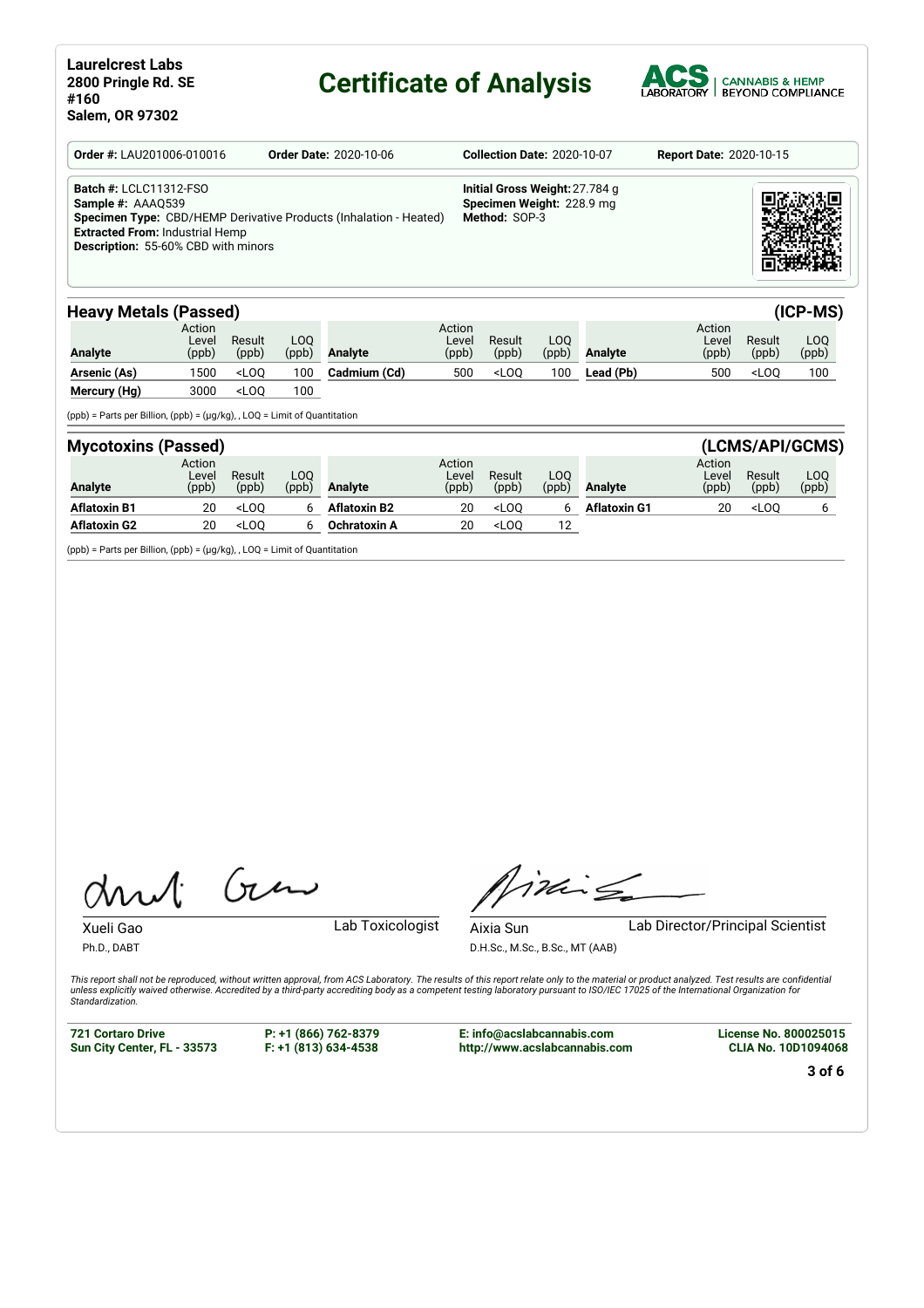**Laurelcrest Labs**
**2800 Pringle Rd. SE**
**#160**
**Salem, OR 97302**

# Certificate of Analysis

ACS LABORATORY | CANNABIS & HEMP BEYOND COMPLIANCE

**Order #:** LAU201006-010016 **Order Date:** 2020-10-06 **Collection Date:** 2020-10-07 **Report Date:** 2020-10-15

**Batch #:** LCLC11312-FSO
**Sample #:** AAAQ539
**Specimen Type:** CBD/HEMP Derivative Products (Inhalation - Heated)
**Extracted From:** Industrial Hemp
**Description:** 55-60% CBD with minors

**Initial Gross Weight:** 27.784 g
**Specimen Weight:** 228.9 mg
**Method:** SOP-3

## Heavy Metals (Passed) (ICP-MS)

| Analyte | Action Level (ppb) | Result (ppb) | LOQ (ppb) | Analyte | Action Level (ppb) | Result (ppb) | LOQ (ppb) | Analyte | Action Level (ppb) | Result (ppb) | LOQ (ppb) |
|---|---|---|---|---|---|---|---|---|---|---|---|
| **Arsenic (As)** | 1500 | <LOQ | 100 | **Cadmium (Cd)** | 500 | <LOQ | 100 | **Lead (Pb)** | 500 | <LOQ | 100 |
| **Mercury (Hg)** | 3000 | <LOQ | 100 | | | | | | | | |

(ppb) = Parts per Billion, (ppb) = (µg/kg), , LOQ = Limit of Quantitation

## Mycotoxins (Passed) (LCMS/API/GCMS)

| Analyte | Action Level (ppb) | Result (ppb) | LOQ (ppb) | Analyte | Action Level (ppb) | Result (ppb) | LOQ (ppb) | Analyte | Action Level (ppb) | Result (ppb) | LOQ (ppb) |
|---|---|---|---|---|---|---|---|---|---|---|---|
| **Aflatoxin B1** | 20 | <LOQ | 6 | **Aflatoxin B2** | 20 | <LOQ | 6 | **Aflatoxin G1** | 20 | <LOQ | 6 |
| **Aflatoxin G2** | 20 | <LOQ | 6 | **Ochratoxin A** | 20 | <LOQ | 12 | | | | |

(ppb) = Parts per Billion, (ppb) = (µg/kg), , LOQ = Limit of Quantitation

Xueli Gao
Ph.D., DABT
Lab Toxicologist

Aixia Sun
D.H.Sc., M.Sc., B.Sc., MT (AAB)
Lab Director/Principal Scientist

*This report shall not be reproduced, without written approval, from ACS Laboratory. The results of this report relate only to the material or product analyzed. Test results are confidential unless explicitly waived otherwise. Accredited by a third-party accrediting body as a competent testing laboratory pursuant to ISO/IEC 17025 of the International Organization for Standardization.*

**721 Cortaro Drive**
**Sun City Center, FL - 33573**

**P: +1 (866) 762-8379**
**F: +1 (813) 634-4538**

**E: info@acslabcannabis.com**
**http://www.acslabcannabis.com**

**License No. 800025015**
**CLIA No. 10D1094068**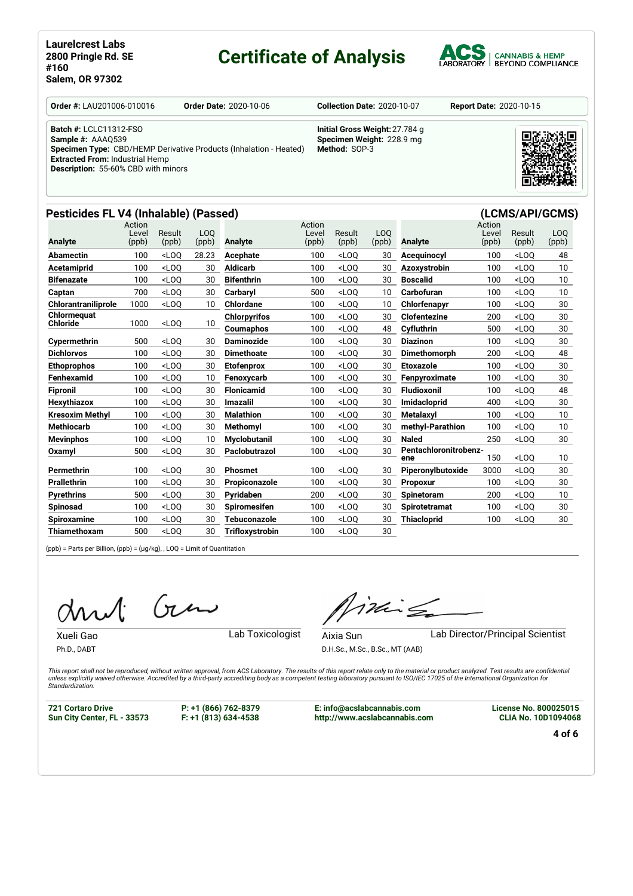**Laurelcrest Labs**
**2800 Pringle Rd. SE**
**#160**
**Salem, OR 97302**

# Certificate of Analysis

ACS LABORATORY | CANNABIS & HEMP BEYOND COMPLIANCE

**Order #:** LAU201006-010016 **Order Date:** 2020-10-06 **Collection Date:** 2020-10-07 **Report Date:** 2020-10-15

**Batch #:** LCLC11312-FSO
**Sample #:** AAAQ539
**Specimen Type:** CBD/HEMP Derivative Products (Inhalation - Heated)
**Extracted From:** Industrial Hemp
**Description:** 55-60% CBD with minors

**Initial Gross Weight:** 27.784 g
**Specimen Weight:** 228.9 mg
**Method:** SOP-3

## Pesticides FL V4 (Inhalable) (Passed) (LCMS/API/GCMS)

| Analyte | Action Level (ppb) | Result (ppb) | LOQ (ppb) | Analyte | Action Level (ppb) | Result (ppb) | LOQ (ppb) | Analyte | Action Level (ppb) | Result (ppb) | LOQ (ppb) |
|---|---|---|---|---|---|---|---|---|---|---|---|
| **Abamectin** | 100 | <LOQ | 28.23 | **Acephate** | 100 | <LOQ | 30 | **Acequinocyl** | 100 | <LOQ | 48 |
| **Acetamiprid** | 100 | <LOQ | 30 | **Aldicarb** | 100 | <LOQ | 30 | **Azoxystrobin** | 100 | <LOQ | 10 |
| **Bifenazate** | 100 | <LOQ | 30 | **Bifenthrin** | 100 | <LOQ | 30 | **Boscalid** | 100 | <LOQ | 10 |
| **Captan** | 700 | <LOQ | 30 | **Carbaryl** | 500 | <LOQ | 10 | **Carbofuran** | 100 | <LOQ | 10 |
| **Chlorantraniliprole** | 1000 | <LOQ | 10 | **Chlordane** | 100 | <LOQ | 10 | **Chlorfenapyr** | 100 | <LOQ | 30 |
| **Chlormequat Chloride** | 1000 | <LOQ | 10 | **Chlorpyrifos** | 100 | <LOQ | 30 | **Clofentezine** | 200 | <LOQ | 30 |
| | | | | **Coumaphos** | 100 | <LOQ | 48 | **Cyfluthrin** | 500 | <LOQ | 30 |
| **Cypermethrin** | 500 | <LOQ | 30 | **Daminozide** | 100 | <LOQ | 30 | **Diazinon** | 100 | <LOQ | 30 |
| **Dichlorvos** | 100 | <LOQ | 30 | **Dimethoate** | 100 | <LOQ | 30 | **Dimethomorph** | 200 | <LOQ | 48 |
| **Ethoprophos** | 100 | <LOQ | 30 | **Etofenprox** | 100 | <LOQ | 30 | **Etoxazole** | 100 | <LOQ | 30 |
| **Fenhexamid** | 100 | <LOQ | 10 | **Fenoxycarb** | 100 | <LOQ | 30 | **Fenpyroximate** | 100 | <LOQ | 30 |
| **Fipronil** | 100 | <LOQ | 30 | **Flonicamid** | 100 | <LOQ | 30 | **Fludioxonil** | 100 | <LOQ | 48 |
| **Hexythiazox** | 100 | <LOQ | 30 | **Imazalil** | 100 | <LOQ | 30 | **Imidacloprid** | 400 | <LOQ | 30 |
| **Kresoxim Methyl** | 100 | <LOQ | 30 | **Malathion** | 100 | <LOQ | 30 | **Metalaxyl** | 100 | <LOQ | 10 |
| **Methiocarb** | 100 | <LOQ | 30 | **Methomyl** | 100 | <LOQ | 30 | **methyl-Parathion** | 100 | <LOQ | 10 |
| **Mevinphos** | 100 | <LOQ | 10 | **Myclobutanil** | 100 | <LOQ | 30 | **Naled** | 250 | <LOQ | 30 |
| **Oxamyl** | 500 | <LOQ | 30 | **Paclobutrazol** | 100 | <LOQ | 30 | **Pentachloronitrobenzene** | 150 | <LOQ | 10 |
| **Permethrin** | 100 | <LOQ | 30 | **Phosmet** | 100 | <LOQ | 30 | **Piperonylbutoxide** | 3000 | <LOQ | 30 |
| **Prallethrin** | 100 | <LOQ | 30 | **Propiconazole** | 100 | <LOQ | 30 | **Propoxur** | 100 | <LOQ | 30 |
| **Pyrethrins** | 500 | <LOQ | 30 | **Pyridaben** | 200 | <LOQ | 30 | **Spinetoram** | 200 | <LOQ | 10 |
| **Spinosad** | 100 | <LOQ | 30 | **Spiromesifen** | 100 | <LOQ | 30 | **Spirotetramat** | 100 | <LOQ | 30 |
| **Spiroxamine** | 100 | <LOQ | 30 | **Tebuconazole** | 100 | <LOQ | 30 | **Thiacloprid** | 100 | <LOQ | 30 |
| **Thiamethoxam** | 500 | <LOQ | 30 | **Trifloxystrobin** | 100 | <LOQ | 30 | | | | |

(ppb) = Parts per Billion, (ppb) = (µg/kg), , LOQ = Limit of Quantitation

Xueli Gao, Ph.D., DABT — Lab Toxicologist

Aixia Sun, D.H.Sc., M.Sc., B.Sc., MT (AAB) — Lab Director/Principal Scientist

*This report shall not be reproduced, without written approval, from ACS Laboratory. The results of this report relate only to the material or product analyzed. Test results are confidential unless explicitly waived otherwise. Accredited by a third-party accrediting body as a competent testing laboratory pursuant to ISO/IEC 17025 of the International Organization for Standardization.*

**721 Cortaro Drive**
**Sun City Center, FL - 33573**

**P: +1 (866) 762-8379**
**F: +1 (813) 634-4538**

**E: info@acslabcannabis.com**
**http://www.acslabcannabis.com**

**License No. 800025015**
**CLIA No. 10D1094068**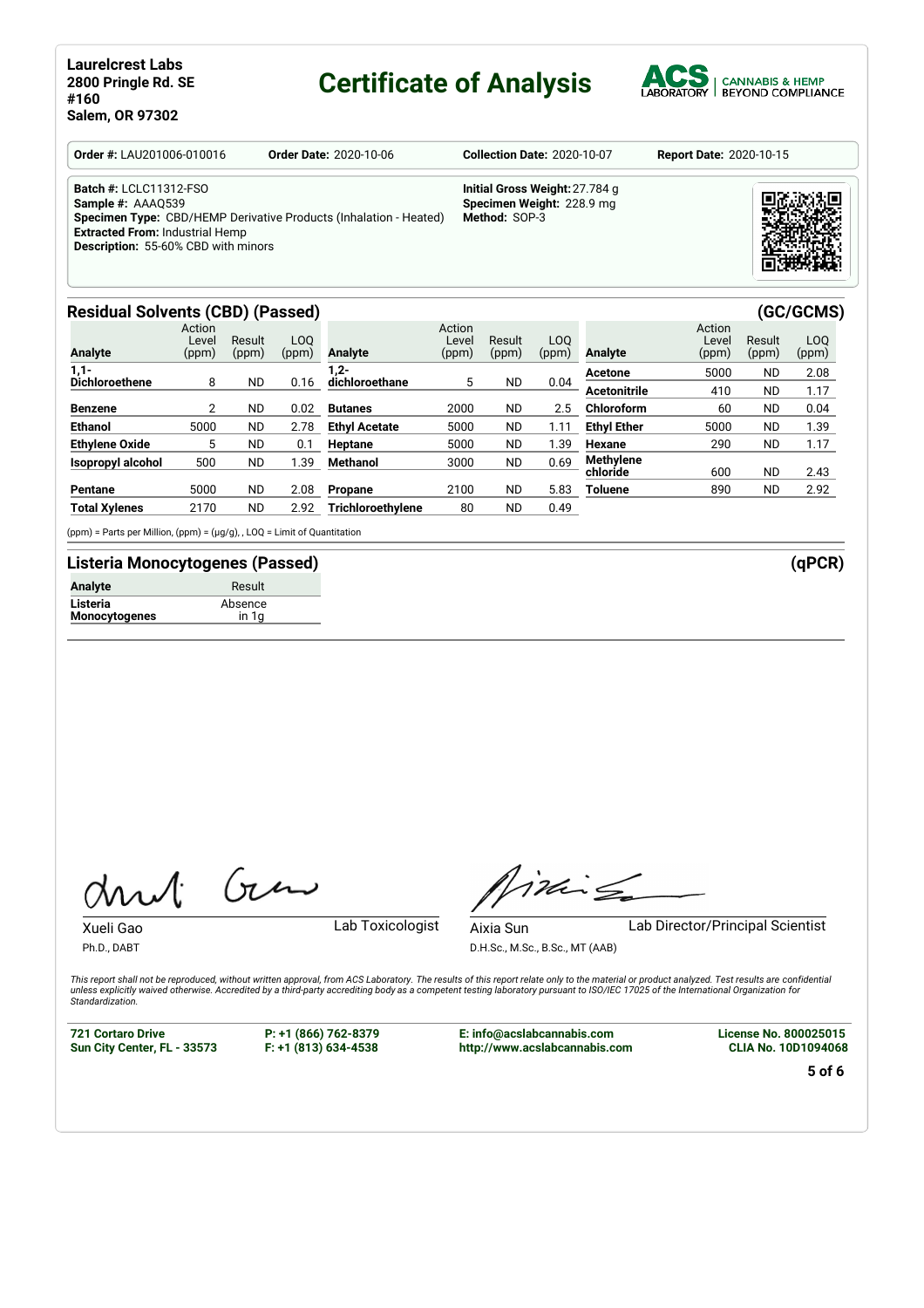**Laurelcrest Labs**
**2800 Pringle Rd. SE**
**#160**
**Salem, OR 97302**

# Certificate of Analysis

ACS LABORATORY | CANNABIS & HEMP BEYOND COMPLIANCE

**Order #:** LAU201006-010016 **Order Date:** 2020-10-06 **Collection Date:** 2020-10-07 **Report Date:** 2020-10-15

**Batch #:** LCLC11312-FSO
**Sample #:** AAAQ539
**Specimen Type:** CBD/HEMP Derivative Products (Inhalation - Heated)
**Extracted From:** Industrial Hemp
**Description:** 55-60% CBD with minors

**Initial Gross Weight:** 27.784 g
**Specimen Weight:** 228.9 mg
**Method:** SOP-3

## Residual Solvents (CBD) (Passed) (GC/GCMS)

| Analyte | Action Level (ppm) | Result (ppm) | LOQ (ppm) | Analyte | Action Level (ppm) | Result (ppm) | LOQ (ppm) | Analyte | Action Level (ppm) | Result (ppm) | LOQ (ppm) |
|---|---|---|---|---|---|---|---|---|---|---|---|
| **1,1-Dichloroethene** | 8 | ND | 0.16 | **1,2-dichloroethane** | 5 | ND | 0.04 | **Acetone** | 5000 | ND | 2.08 |
| | | | | | | | | **Acetonitrile** | 410 | ND | 1.17 |
| **Benzene** | 2 | ND | 0.02 | **Butanes** | 2000 | ND | 2.5 | **Chloroform** | 60 | ND | 0.04 |
| **Ethanol** | 5000 | ND | 2.78 | **Ethyl Acetate** | 5000 | ND | 1.11 | **Ethyl Ether** | 5000 | ND | 1.39 |
| **Ethylene Oxide** | 5 | ND | 0.1 | **Heptane** | 5000 | ND | 1.39 | **Hexane** | 290 | ND | 1.17 |
| **Isopropyl alcohol** | 500 | ND | 1.39 | **Methanol** | 3000 | ND | 0.69 | **Methylene chloride** | 600 | ND | 2.43 |
| **Pentane** | 5000 | ND | 2.08 | **Propane** | 2100 | ND | 5.83 | **Toluene** | 890 | ND | 2.92 |
| **Total Xylenes** | 2170 | ND | 2.92 | **Trichloroethylene** | 80 | ND | 0.49 | | | | |

(ppm) = Parts per Million, (ppm) = (µg/g), , LOQ = Limit of Quantitation

## Listeria Monocytogenes (Passed) (qPCR)

| Analyte | Result |
|---|---|
| **Listeria Monocytogenes** | Absence in 1g |

Xueli Gao
Ph.D., DABT
Lab Toxicologist

Aixia Sun
D.H.Sc., M.Sc., B.Sc., MT (AAB)
Lab Director/Principal Scientist

*This report shall not be reproduced, without written approval, from ACS Laboratory. The results of this report relate only to the material or product analyzed. Test results are confidential unless explicitly waived otherwise. Accredited by a third-party accrediting body as a competent testing laboratory pursuant to ISO/IEC 17025 of the International Organization for Standardization.*

**721 Cortaro Drive**
**Sun City Center, FL - 33573**

**P: +1 (866) 762-8379**
**F: +1 (813) 634-4538**

**E: info@acslabcannabis.com**
**http://www.acslabcannabis.com**

**License No. 800025015**
**CLIA No. 10D1094068**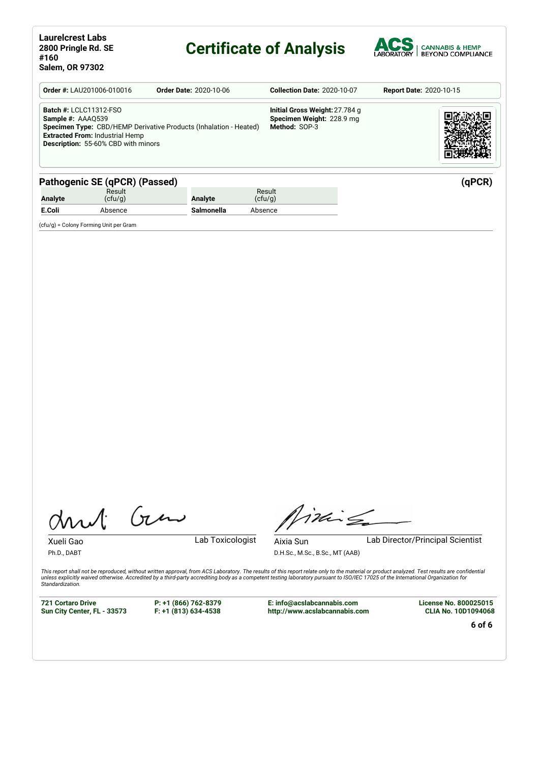**Laurelcrest Labs**
**2800 Pringle Rd. SE**
**#160**
**Salem, OR 97302**

# Certificate of Analysis

ACS LABORATORY | CANNABIS & HEMP BEYOND COMPLIANCE

| | | | |
|---|---|---|---|
| **Order #:** LAU201006-010016 | **Order Date:** 2020-10-06 | **Collection Date:** 2020-10-07 | **Report Date:** 2020-10-15 |

**Batch #:** LCLC11312-FSO
**Sample #:** AAAQ539
**Specimen Type:** CBD/HEMP Derivative Products (Inhalation - Heated)
**Extracted From:** Industrial Hemp
**Description:** 55-60% CBD with minors

**Initial Gross Weight:** 27.784 g
**Specimen Weight:** 228.9 mg
**Method:** SOP-3

## Pathogenic SE (qPCR) (Passed)

**(qPCR)**

| Analyte | Result (cfu/g) | Analyte | Result (cfu/g) |
|---|---|---|---|
| **E.Coli** | Absence | **Salmonella** | Absence |

(cfu/g) = Colony Forming Unit per Gram

Xueli Gao — Lab Toxicologist
Ph.D., DABT

Aixia Sun — Lab Director/Principal Scientist
D.H.Sc., M.Sc., B.Sc., MT (AAB)

*This report shall not be reproduced, without written approval, from ACS Laboratory. The results of this report relate only to the material or product analyzed. Test results are confidential unless explicitly waived otherwise. Accredited by a third-party accrediting body as a competent testing laboratory pursuant to ISO/IEC 17025 of the International Organization for Standardization.*

**721 Cortaro Drive**
**Sun City Center, FL - 33573**

**P: +1 (866) 762-8379**
**F: +1 (813) 634-4538**

**E: info@acslabcannabis.com**
**http://www.acslabcannabis.com**

**License No. 800025015**
**CLIA No. 10D1094068**